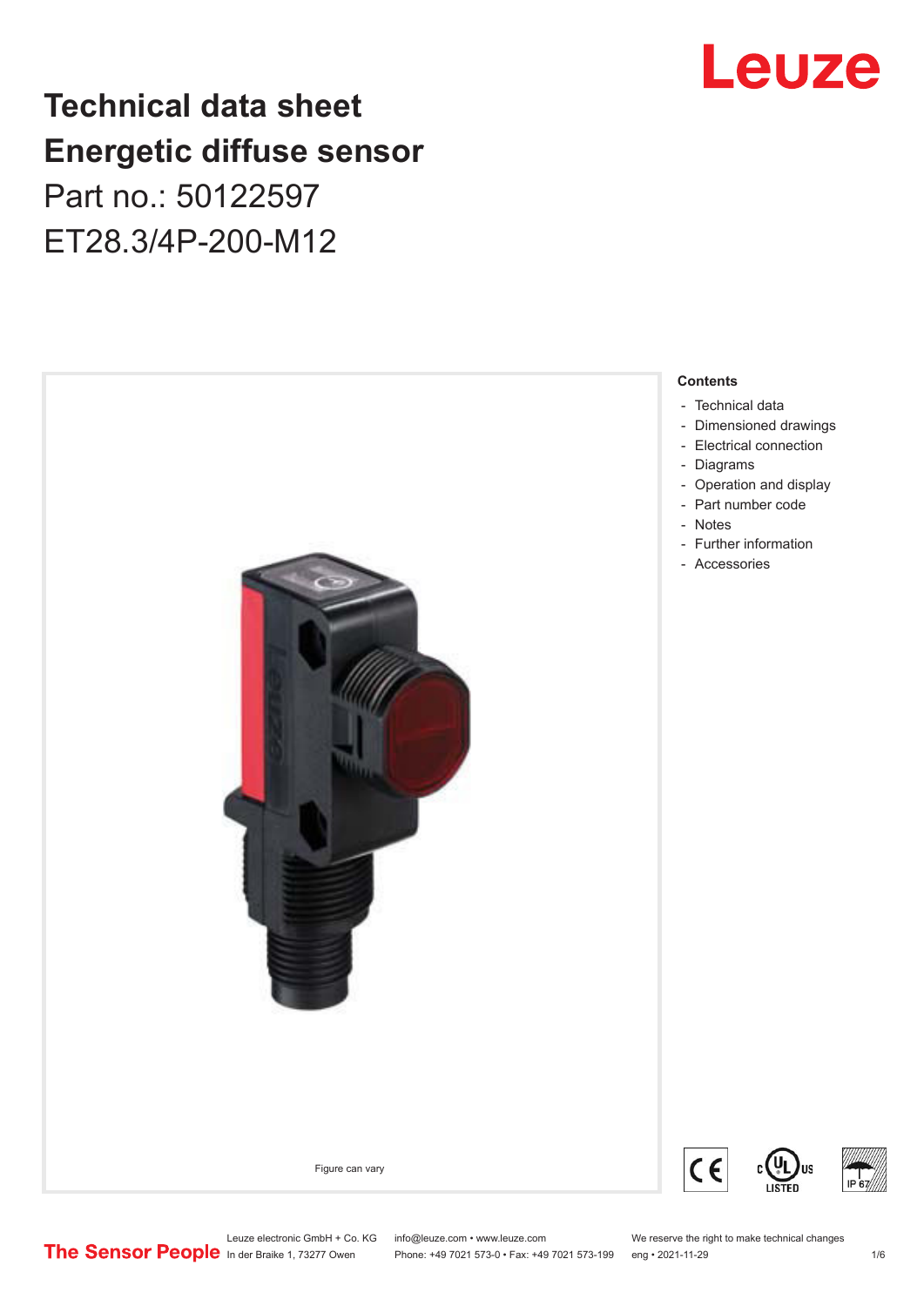# Technical data sheet
# Energetic diffuse sensor

Part no.: 50122597

ET28.3/4P-200-M12

Figure can vary

**Contents**

- Technical data
- Dimensioned drawings
- Electrical connection
- Diagrams
- Operation and display
- Part number code
- Notes
- Further information
- Accessories

Leuze electronic GmbH + Co. KG
In der Braike 1, 73277 Owen

info@leuze.com • www.leuze.com
Phone: +49 7021 573-0 • Fax: +49 7021 573-199

We reserve the right to make technical changes
eng • 2021-11-29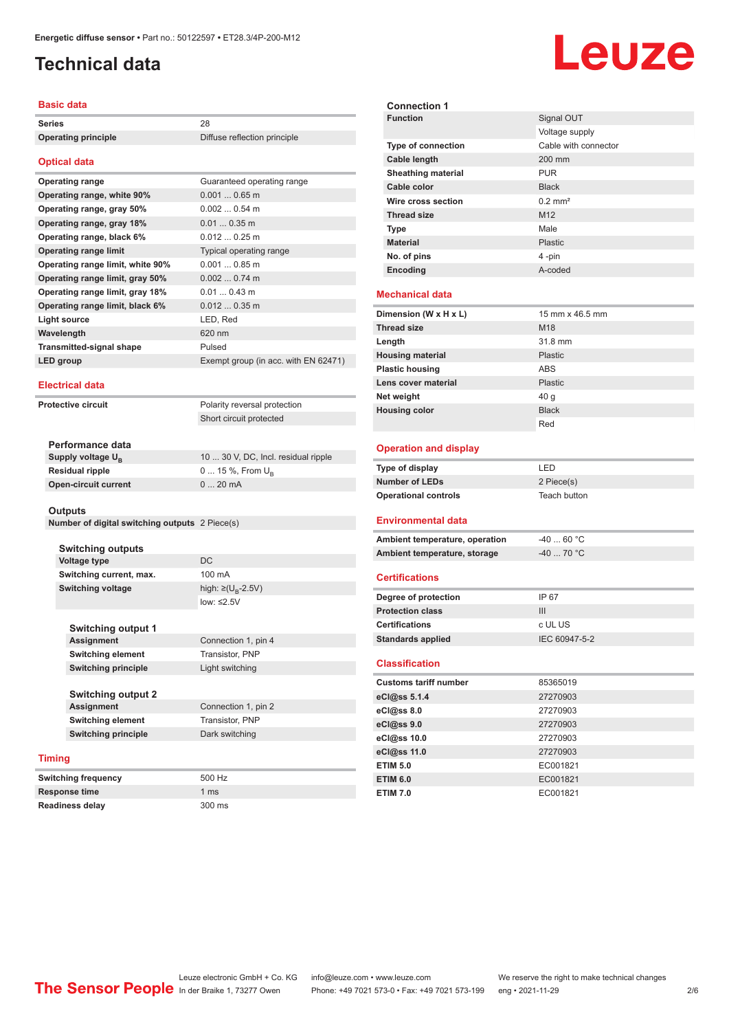# Technical data

## Basic data

| | |
|---|---|
| **Series** | 28 |
| **Operating principle** | Diffuse reflection principle |

## Optical data

| | |
|---|---|
| **Operating range** | Guaranteed operating range |
| **Operating range, white 90%** | 0.001 ... 0.65 m |
| **Operating range, gray 50%** | 0.002 ... 0.54 m |
| **Operating range, gray 18%** | 0.01 ... 0.35 m |
| **Operating range, black 6%** | 0.012 ... 0.25 m |
| **Operating range limit** | Typical operating range |
| **Operating range limit, white 90%** | 0.001 ... 0.85 m |
| **Operating range limit, gray 50%** | 0.002 ... 0.74 m |
| **Operating range limit, gray 18%** | 0.01 ... 0.43 m |
| **Operating range limit, black 6%** | 0.012 ... 0.35 m |
| **Light source** | LED, Red |
| **Wavelength** | 620 nm |
| **Transmitted-signal shape** | Pulsed |
| **LED group** | Exempt group (in acc. with EN 62471) |

## Electrical data

| | |
|---|---|
| **Protective circuit** | Polarity reversal protection |
| | Short circuit protected |

### Performance data

| | |
|---|---|
| **Supply voltage $U_B$** | 10 ... 30 V, DC, Incl. residual ripple |
| **Residual ripple** | 0 ... 15 %, From $U_B$ |
| **Open-circuit current** | 0 ... 20 mA |

### Outputs

| | |
|---|---|
| **Number of digital switching outputs** | 2 Piece(s) |

### Switching outputs

| | |
|---|---|
| **Voltage type** | DC |
| **Switching current, max.** | 100 mA |
| **Switching voltage** | high: ≥($U_B$-2.5V) |
| | low: ≤2.5V |

### Switching output 1

| | |
|---|---|
| **Assignment** | Connection 1, pin 4 |
| **Switching element** | Transistor, PNP |
| **Switching principle** | Light switching |

### Switching output 2

| | |
|---|---|
| **Assignment** | Connection 1, pin 2 |
| **Switching element** | Transistor, PNP |
| **Switching principle** | Dark switching |

## Timing

| | |
|---|---|
| **Switching frequency** | 500 Hz |
| **Response time** | 1 ms |
| **Readiness delay** | 300 ms |

### Connection 1

| | |
|---|---|
| **Function** | Signal OUT |
| | Voltage supply |
| **Type of connection** | Cable with connector |
| **Cable length** | 200 mm |
| **Sheathing material** | PUR |
| **Cable color** | Black |
| **Wire cross section** | 0.2 mm² |
| **Thread size** | M12 |
| **Type** | Male |
| **Material** | Plastic |
| **No. of pins** | 4 -pin |
| **Encoding** | A-coded |

## Mechanical data

| | |
|---|---|
| **Dimension (W x H x L)** | 15 mm x 46.5 mm |
| **Thread size** | M18 |
| **Length** | 31.8 mm |
| **Housing material** | Plastic |
| **Plastic housing** | ABS |
| **Lens cover material** | Plastic |
| **Net weight** | 40 g |
| **Housing color** | Black |
| | Red |

## Operation and display

| | |
|---|---|
| **Type of display** | LED |
| **Number of LEDs** | 2 Piece(s) |
| **Operational controls** | Teach button |

## Environmental data

| | |
|---|---|
| **Ambient temperature, operation** | -40 ... 60 °C |
| **Ambient temperature, storage** | -40 ... 70 °C |

## Certifications

| | |
|---|---|
| **Degree of protection** | IP 67 |
| **Protection class** | III |
| **Certifications** | c UL US |
| **Standards applied** | IEC 60947-5-2 |

## Classification

| | |
|---|---|
| **Customs tariff number** | 85365019 |
| **eCl@ss 5.1.4** | 27270903 |
| **eCl@ss 8.0** | 27270903 |
| **eCl@ss 9.0** | 27270903 |
| **eCl@ss 10.0** | 27270903 |
| **eCl@ss 11.0** | 27270903 |
| **ETIM 5.0** | EC001821 |
| **ETIM 6.0** | EC001821 |
| **ETIM 7.0** | EC001821 |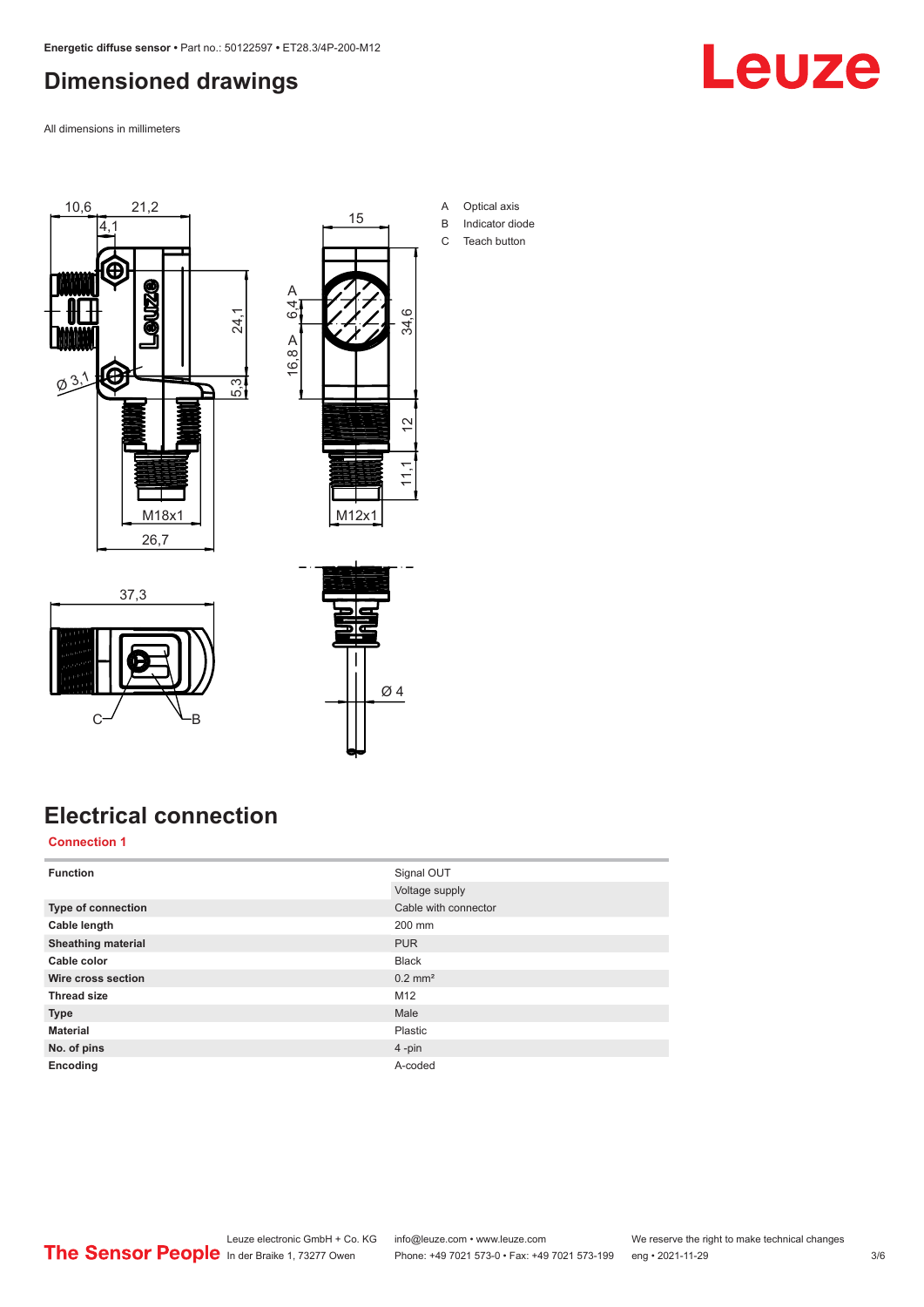# Dimensioned drawings

All dimensions in millimeters

A Optical axis
B Indicator diode
C Teach button

# Electrical connection

## Connection 1

| | |
|---|---|
| **Function** | Signal OUT |
| | Voltage supply |
| **Type of connection** | Cable with connector |
| **Cable length** | 200 mm |
| **Sheathing material** | PUR |
| **Cable color** | Black |
| **Wire cross section** | 0.2 mm² |
| **Thread size** | M12 |
| **Type** | Male |
| **Material** | Plastic |
| **No. of pins** | 4 -pin |
| **Encoding** | A-coded |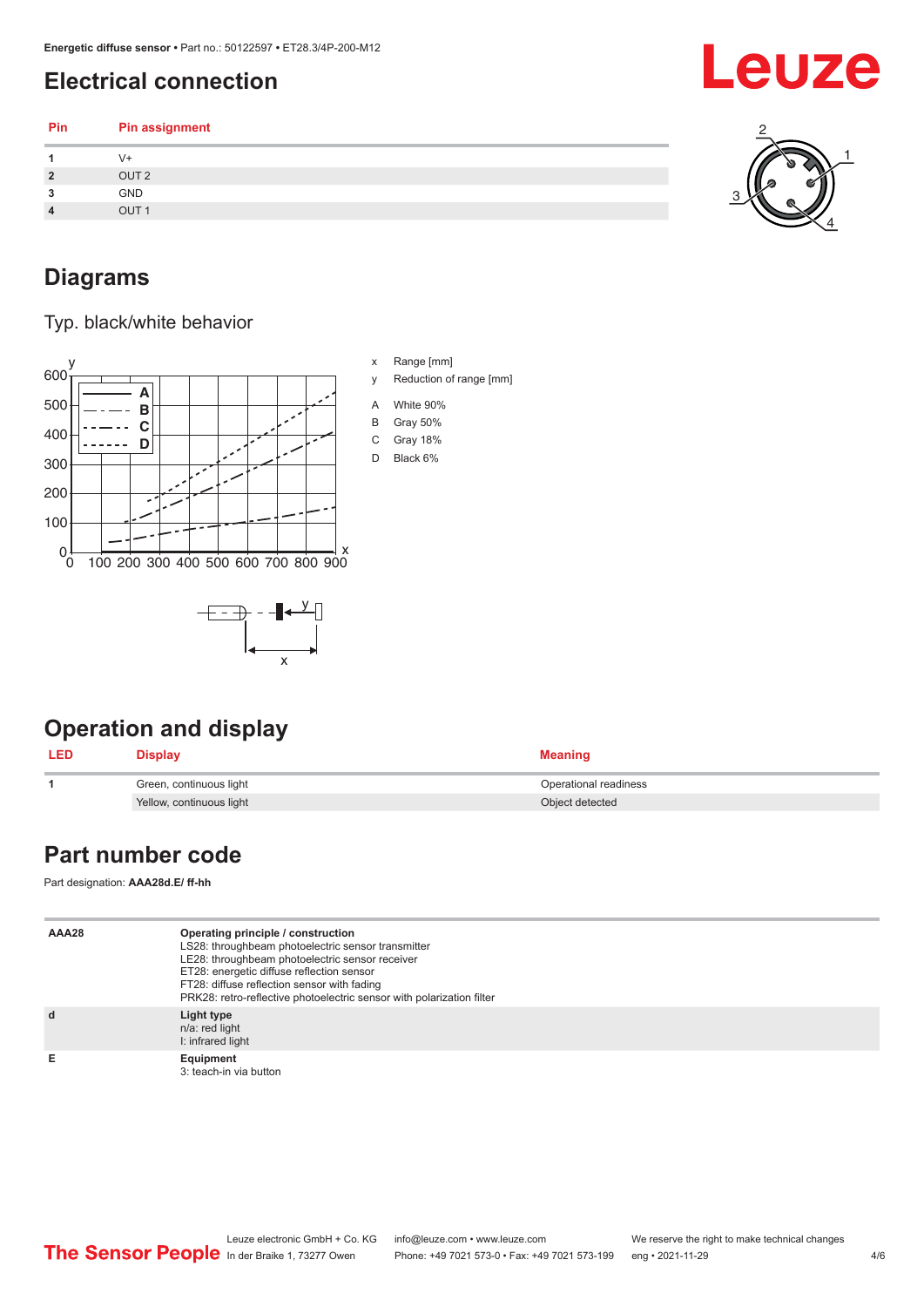## Electrical connection

| Pin | Pin assignment |
|---|---|
| 1 | V+ |
| 2 | OUT 2 |
| 3 | GND |
| 4 | OUT 1 |

## Diagrams

Typ. black/white behavior

x Range [mm]

y Reduction of range [mm]

A White 90%

B Gray 50%

C Gray 18%

D Black 6%

## Operation and display

| LED | Display | Meaning |
|---|---|---|
| 1 | Green, continuous light | Operational readiness |
| | Yellow, continuous light | Object detected |

## Part number code

Part designation: **AAA28d.E/ ff-hh**

| | |
|---|---|
| **AAA28** | **Operating principle / construction**<br>LS28: throughbeam photoelectric sensor transmitter<br>LE28: throughbeam photoelectric sensor receiver<br>ET28: energetic diffuse reflection sensor<br>FT28: diffuse reflection sensor with fading<br>PRK28: retro-reflective photoelectric sensor with polarization filter |
| **d** | **Light type**<br>n/a: red light<br>I: infrared light |
| **E** | **Equipment**<br>3: teach-in via button |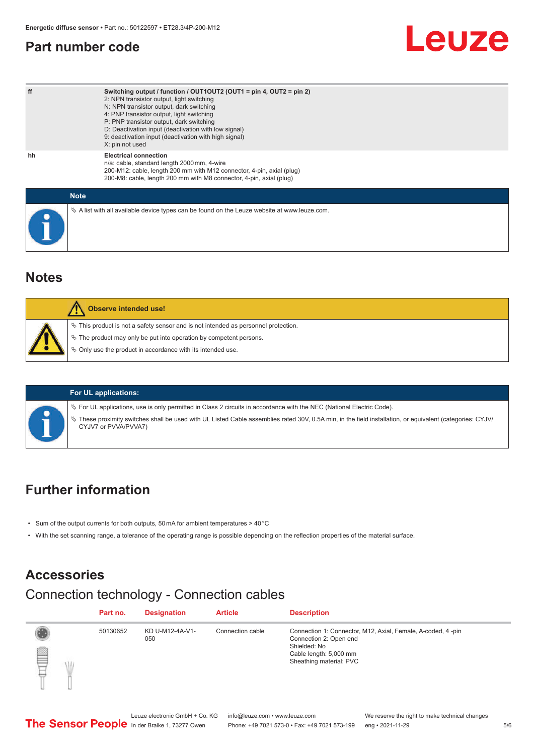## Part number code

| | |
|---|---|
| ff | **Switching output / function / OUT1OUT2 (OUT1 = pin 4, OUT2 = pin 2)**<br>2: NPN transistor output, light switching<br>N: NPN transistor output, dark switching<br>4: PNP transistor output, light switching<br>P: PNP transistor output, dark switching<br>D: Deactivation input (deactivation with low signal)<br>9: deactivation input (deactivation with high signal)<br>X: pin not used |
| hh | **Electrical connection**<br>n/a: cable, standard length 2000 mm, 4-wire<br>200-M12: cable, length 200 mm with M12 connector, 4-pin, axial (plug)<br>200-M8: cable, length 200 mm with M8 connector, 4-pin, axial (plug) |

**Note**

- A list with all available device types can be found on the Leuze website at www.leuze.com.

## Notes

**Observe intended use!**

- This product is not a safety sensor and is not intended as personnel protection.
- The product may only be put into operation by competent persons.
- Only use the product in accordance with its intended use.

**For UL applications:**

- For UL applications, use is only permitted in Class 2 circuits in accordance with the NEC (National Electric Code).
- These proximity switches shall be used with UL Listed Cable assemblies rated 30V, 0.5A min, in the field installation, or equivalent (categories: CYJV/CYJV7 or PVVA/PVVA7)

## Further information

- Sum of the output currents for both outputs, 50 mA for ambient temperatures > 40 °C
- With the set scanning range, a tolerance of the operating range is possible depending on the reflection properties of the material surface.

## Accessories

### Connection technology - Connection cables

| Part no. | Designation | Article | Description |
|---|---|---|---|
| 50130652 | KD U-M12-4A-V1-050 | Connection cable | Connection 1: Connector, M12, Axial, Female, A-coded, 4 -pin<br>Connection 2: Open end<br>Shielded: No<br>Cable length: 5,000 mm<br>Sheathing material: PVC |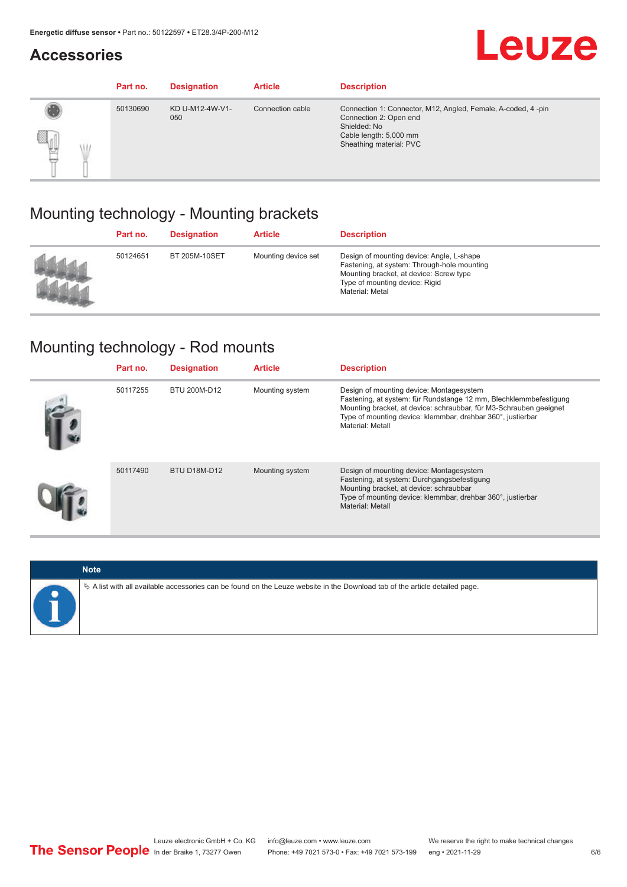## Accessories

| | Part no. | Designation | Article | Description |
|---|---|---|---|---|
| | 50130690 | KD U-M12-4W-V1-050 | Connection cable | Connection 1: Connector, M12, Angled, Female, A-coded, 4 -pin<br>Connection 2: Open end<br>Shielded: No<br>Cable length: 5,000 mm<br>Sheathing material: PVC |

## Mounting technology - Mounting brackets

| | Part no. | Designation | Article | Description |
|---|---|---|---|---|
| | 50124651 | BT 205M-10SET | Mounting device set | Design of mounting device: Angle, L-shape<br>Fastening, at system: Through-hole mounting<br>Mounting bracket, at device: Screw type<br>Type of mounting device: Rigid<br>Material: Metal |

## Mounting technology - Rod mounts

| | Part no. | Designation | Article | Description |
|---|---|---|---|---|
| | 50117255 | BTU 200M-D12 | Mounting system | Design of mounting device: Montagesystem<br>Fastening, at system: für Rundstange 12 mm, Blechklemmbefestigung<br>Mounting bracket, at device: schraubbar, für M3-Schrauben geeignet<br>Type of mounting device: klemmbar, drehbar 360°, justierbar<br>Material: Metall |
| | 50117490 | BTU D18M-D12 | Mounting system | Design of mounting device: Montagesystem<br>Fastening, at system: Durchgangsbefestigung<br>Mounting bracket, at device: schraubbar<br>Type of mounting device: klemmbar, drehbar 360°, justierbar<br>Material: Metall |

**Note**

↳ A list with all available accessories can be found on the Leuze website in the Download tab of the article detailed page.